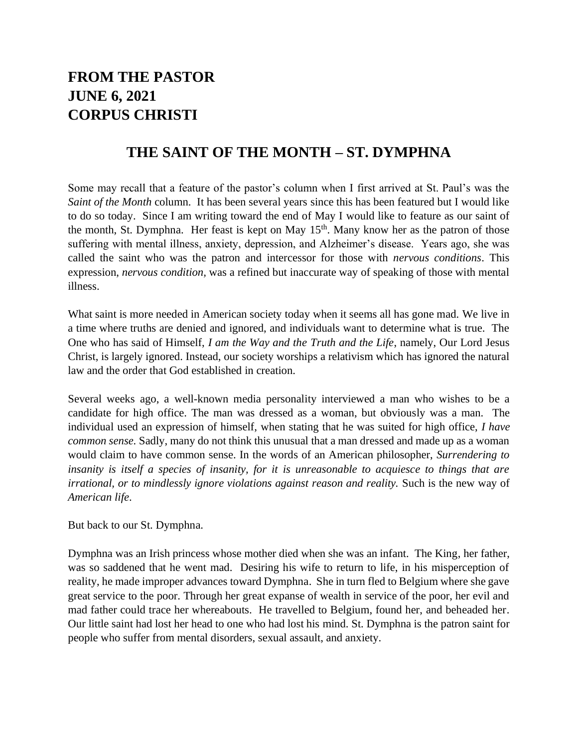# FROM THE PASTOR
# JUNE 6, 2021
# CORPUS CHRISTI

## THE SAINT OF THE MONTH – ST. DYMPHNA

Some may recall that a feature of the pastor's column when I first arrived at St. Paul's was the *Saint of the Month* column. It has been several years since this has been featured but I would like to do so today. Since I am writing toward the end of May I would like to feature as our saint of the month, St. Dymphna. Her feast is kept on May 15th. Many know her as the patron of those suffering with mental illness, anxiety, depression, and Alzheimer's disease. Years ago, she was called the saint who was the patron and intercessor for those with *nervous conditions*. This expression, *nervous condition,* was a refined but inaccurate way of speaking of those with mental illness.

What saint is more needed in American society today when it seems all has gone mad. We live in a time where truths are denied and ignored, and individuals want to determine what is true. The One who has said of Himself, *I am the Way and the Truth and the Life*, namely, Our Lord Jesus Christ, is largely ignored. Instead, our society worships a relativism which has ignored the natural law and the order that God established in creation.

Several weeks ago, a well-known media personality interviewed a man who wishes to be a candidate for high office. The man was dressed as a woman, but obviously was a man. The individual used an expression of himself, when stating that he was suited for high office, *I have common sense.* Sadly, many do not think this unusual that a man dressed and made up as a woman would claim to have common sense. In the words of an American philosopher, *Surrendering to insanity is itself a species of insanity, for it is unreasonable to acquiesce to things that are irrational, or to mindlessly ignore violations against reason and reality.* Such is the new way of *American life*.

But back to our St. Dymphna.

Dymphna was an Irish princess whose mother died when she was an infant. The King, her father, was so saddened that he went mad. Desiring his wife to return to life, in his misperception of reality, he made improper advances toward Dymphna. She in turn fled to Belgium where she gave great service to the poor. Through her great expanse of wealth in service of the poor, her evil and mad father could trace her whereabouts. He travelled to Belgium, found her, and beheaded her. Our little saint had lost her head to one who had lost his mind. St. Dymphna is the patron saint for people who suffer from mental disorders, sexual assault, and anxiety.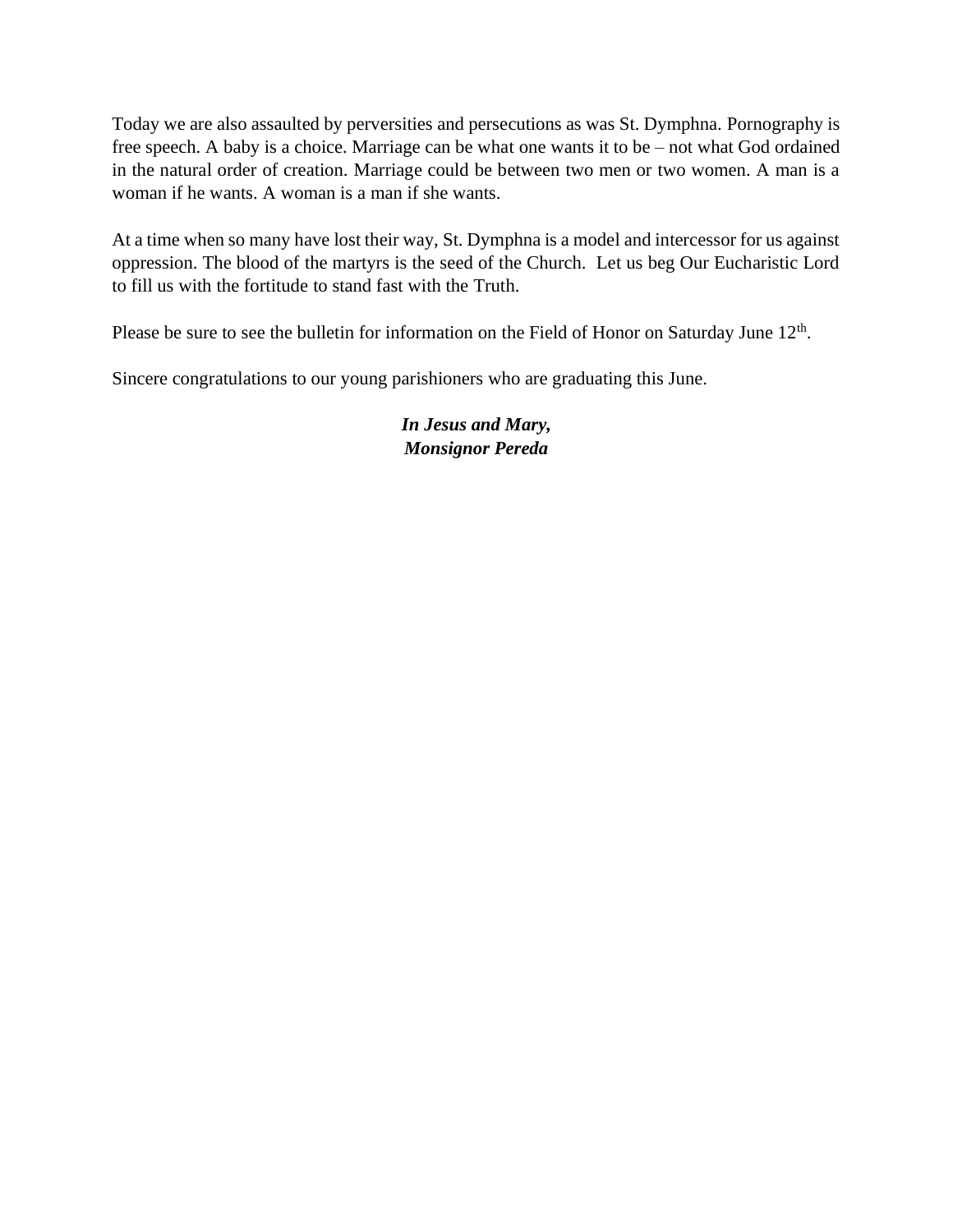Today we are also assaulted by perversities and persecutions as was St. Dymphna. Pornography is free speech. A baby is a choice. Marriage can be what one wants it to be – not what God ordained in the natural order of creation. Marriage could be between two men or two women. A man is a woman if he wants. A woman is a man if she wants.

At a time when so many have lost their way, St. Dymphna is a model and intercessor for us against oppression. The blood of the martyrs is the seed of the Church. Let us beg Our Eucharistic Lord to fill us with the fortitude to stand fast with the Truth.

Please be sure to see the bulletin for information on the Field of Honor on Saturday June 12th.

Sincere congratulations to our young parishioners who are graduating this June.

***In Jesus and Mary,***
***Monsignor Pereda***